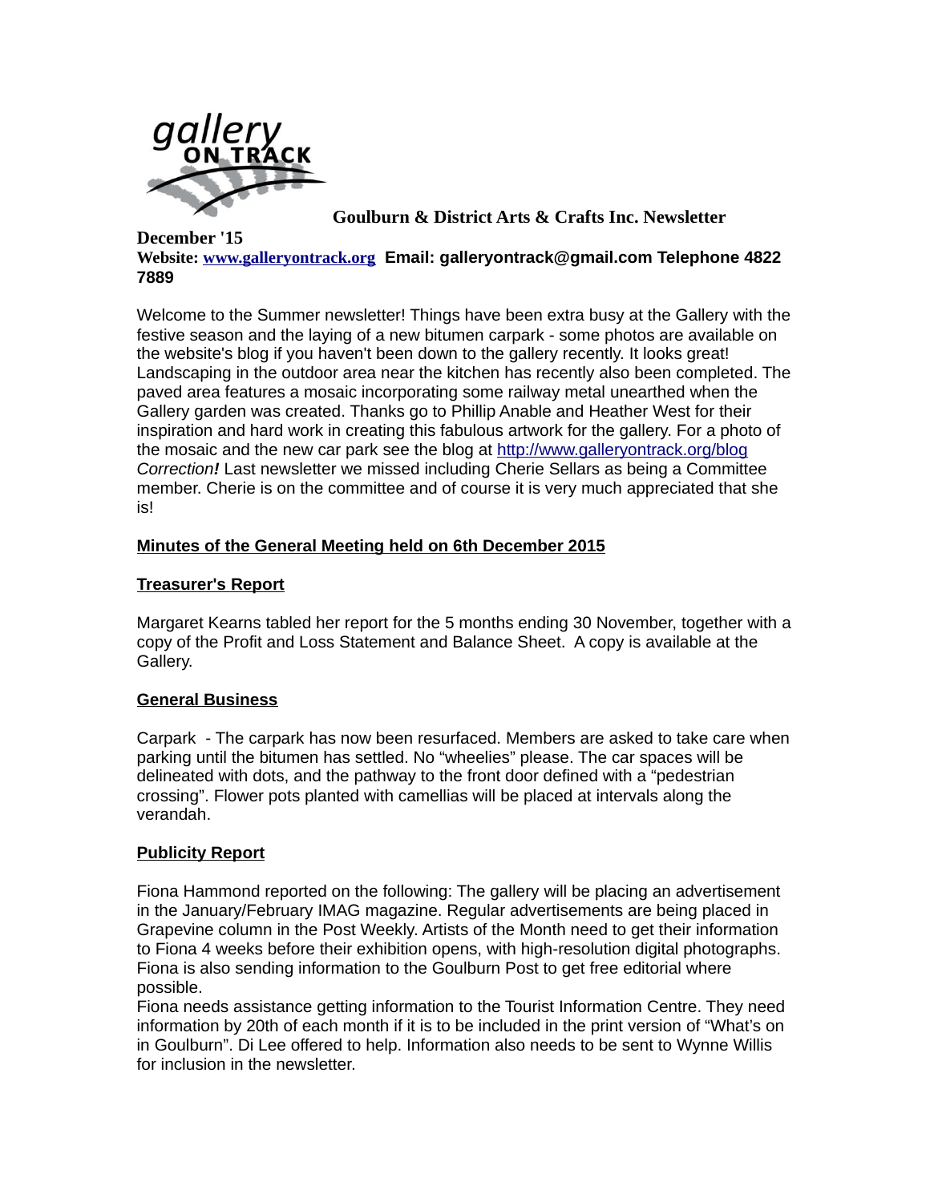**Goulburn & District Arts & Crafts Inc. Newsletter December '15**

**Website: [www.galleryontrack.org](http://www.galleryontrack.org) Email: galleryontrack@gmail.com Telephone 4822 7889**

Welcome to the Summer newsletter! Things have been extra busy at the Gallery with the festive season and the laying of a new bitumen carpark - some photos are available on the website's blog if you haven't been down to the gallery recently. It looks great! Landscaping in the outdoor area near the kitchen has recently also been completed. The paved area features a mosaic incorporating some railway metal unearthed when the Gallery garden was created. Thanks go to Phillip Anable and Heather West for their inspiration and hard work in creating this fabulous artwork for the gallery. For a photo of the mosaic and the new car park see the blog at [http://www.galleryontrack.org/blog](http://www.galleryontrack.org/blog)
*Correction**!*** Last newsletter we missed including Cherie Sellars as being a Committee member. Cherie is on the committee and of course it is very much appreciated that she is!

**Minutes of the General Meeting held on 6th December 2015**

**Treasurer's Report**

Margaret Kearns tabled her report for the 5 months ending 30 November, together with a copy of the Profit and Loss Statement and Balance Sheet. A copy is available at the Gallery.

**General Business**

Carpark - The carpark has now been resurfaced. Members are asked to take care when parking until the bitumen has settled. No "wheelies" please. The car spaces will be delineated with dots, and the pathway to the front door defined with a "pedestrian crossing". Flower pots planted with camellias will be placed at intervals along the verandah.

**Publicity Report**

Fiona Hammond reported on the following: The gallery will be placing an advertisement in the January/February IMAG magazine. Regular advertisements are being placed in Grapevine column in the Post Weekly. Artists of the Month need to get their information to Fiona 4 weeks before their exhibition opens, with high-resolution digital photographs. Fiona is also sending information to the Goulburn Post to get free editorial where possible.
Fiona needs assistance getting information to the Tourist Information Centre. They need information by 20th of each month if it is to be included in the print version of "What's on in Goulburn". Di Lee offered to help. Information also needs to be sent to Wynne Willis for inclusion in the newsletter.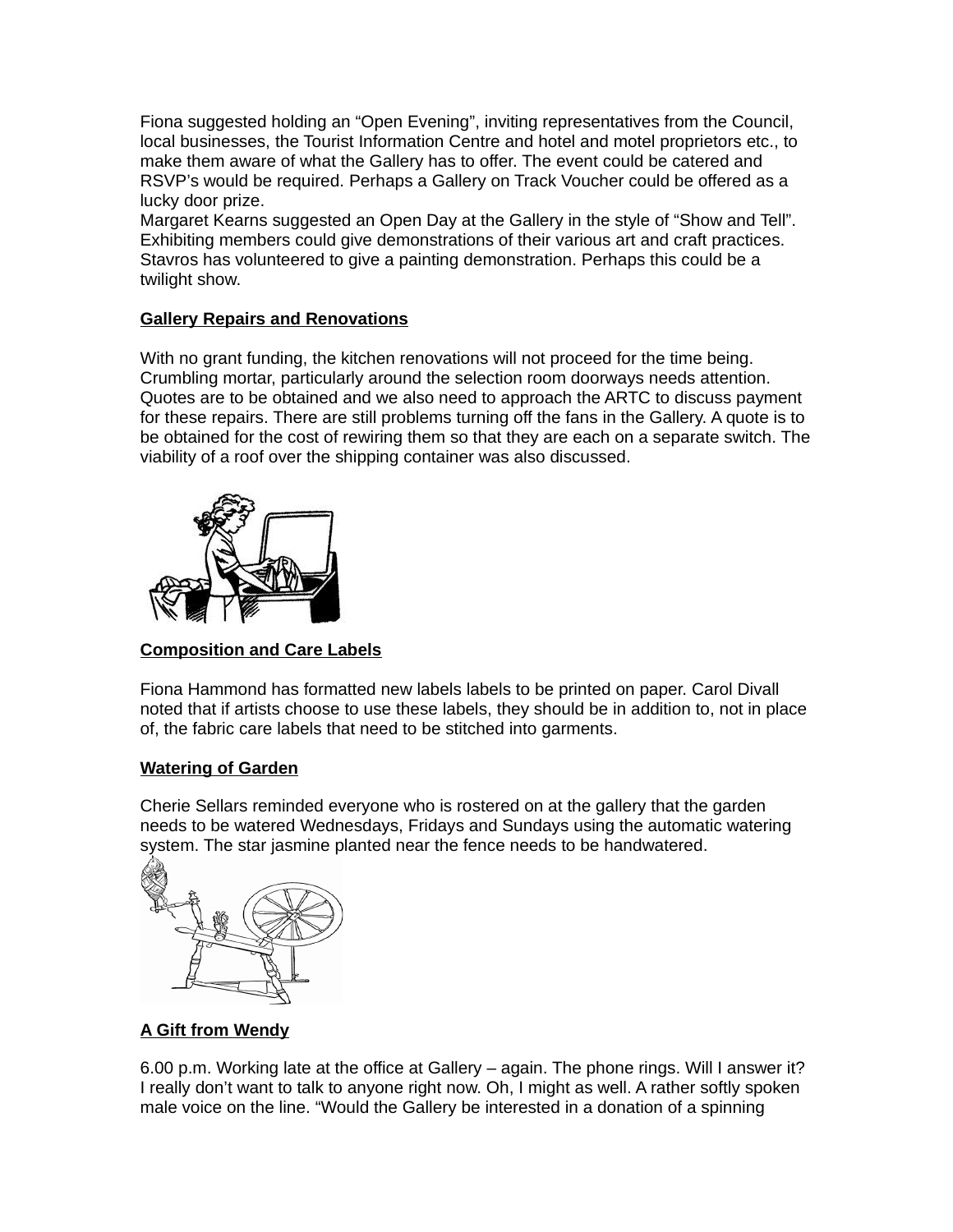Fiona suggested holding an "Open Evening", inviting representatives from the Council, local businesses, the Tourist Information Centre and hotel and motel proprietors etc., to make them aware of what the Gallery has to offer. The event could be catered and RSVP's would be required. Perhaps a Gallery on Track Voucher could be offered as a lucky door prize.
Margaret Kearns suggested an Open Day at the Gallery in the style of "Show and Tell". Exhibiting members could give demonstrations of their various art and craft practices. Stavros has volunteered to give a painting demonstration. Perhaps this could be a twilight show.

**Gallery Repairs and Renovations**

With no grant funding, the kitchen renovations will not proceed for the time being. Crumbling mortar, particularly around the selection room doorways needs attention. Quotes are to be obtained and we also need to approach the ARTC to discuss payment for these repairs. There are still problems turning off the fans in the Gallery. A quote is to be obtained for the cost of rewiring them so that they are each on a separate switch. The viability of a roof over the shipping container was also discussed.

**Composition and Care Labels**

Fiona Hammond has formatted new labels labels to be printed on paper. Carol Divall noted that if artists choose to use these labels, they should be in addition to, not in place of, the fabric care labels that need to be stitched into garments.

**Watering of Garden**

Cherie Sellars reminded everyone who is rostered on at the gallery that the garden needs to be watered Wednesdays, Fridays and Sundays using the automatic watering system. The star jasmine planted near the fence needs to be handwatered.

**A Gift from Wendy**

6.00 p.m. Working late at the office at Gallery – again. The phone rings. Will I answer it? I really don't want to talk to anyone right now. Oh, I might as well. A rather softly spoken male voice on the line. "Would the Gallery be interested in a donation of a spinning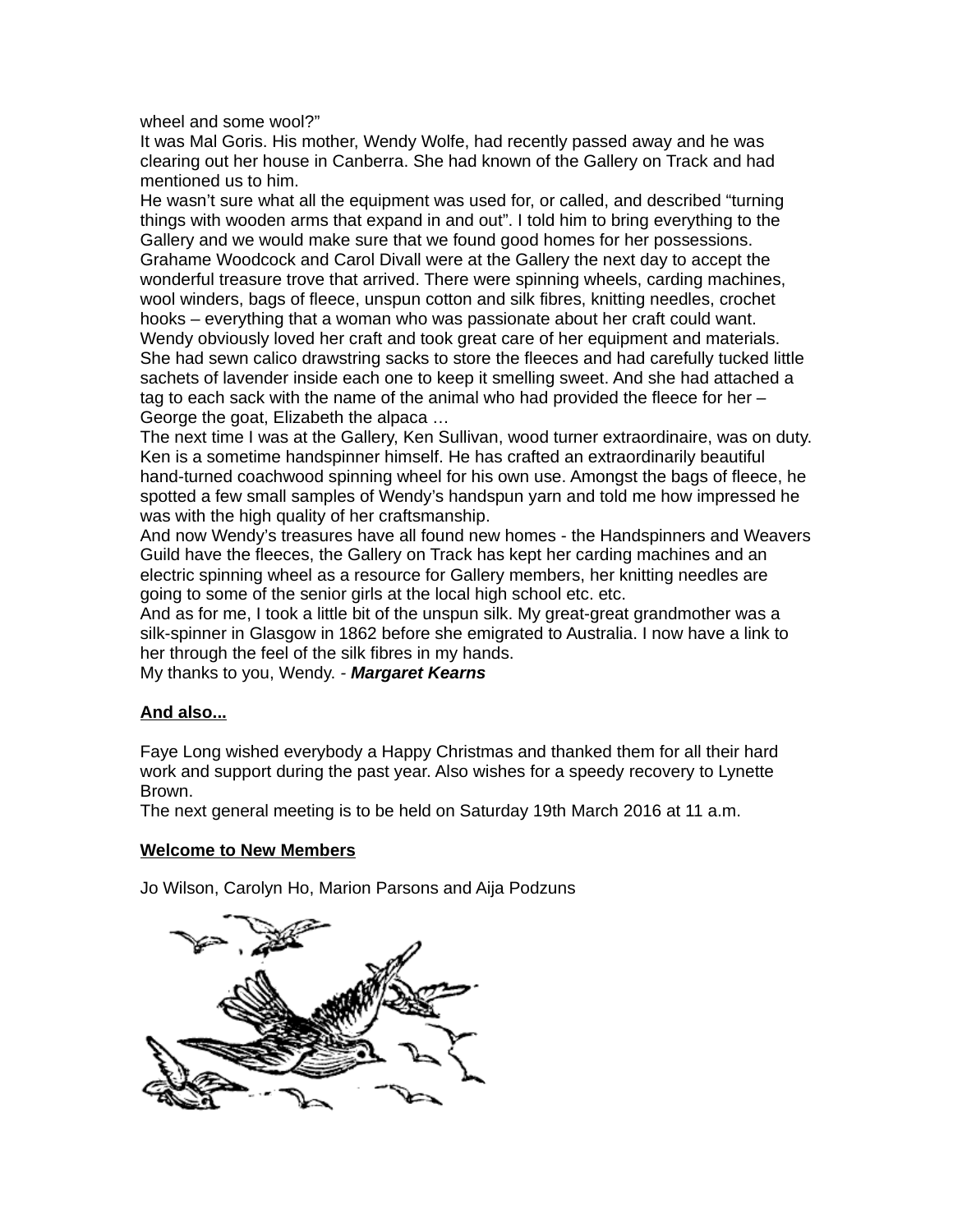wheel and some wool?"

It was Mal Goris. His mother, Wendy Wolfe, had recently passed away and he was clearing out her house in Canberra. She had known of the Gallery on Track and had mentioned us to him.

He wasn't sure what all the equipment was used for, or called, and described "turning things with wooden arms that expand in and out". I told him to bring everything to the Gallery and we would make sure that we found good homes for her possessions.

Grahame Woodcock and Carol Divall were at the Gallery the next day to accept the wonderful treasure trove that arrived. There were spinning wheels, carding machines, wool winders, bags of fleece, unspun cotton and silk fibres, knitting needles, crochet hooks – everything that a woman who was passionate about her craft could want.

Wendy obviously loved her craft and took great care of her equipment and materials. She had sewn calico drawstring sacks to store the fleeces and had carefully tucked little sachets of lavender inside each one to keep it smelling sweet. And she had attached a tag to each sack with the name of the animal who had provided the fleece for her – George the goat, Elizabeth the alpaca …

The next time I was at the Gallery, Ken Sullivan, wood turner extraordinaire, was on duty. Ken is a sometime handspinner himself. He has crafted an extraordinarily beautiful hand-turned coachwood spinning wheel for his own use. Amongst the bags of fleece, he spotted a few small samples of Wendy's handspun yarn and told me how impressed he was with the high quality of her craftsmanship.

And now Wendy's treasures have all found new homes - the Handspinners and Weavers Guild have the fleeces, the Gallery on Track has kept her carding machines and an electric spinning wheel as a resource for Gallery members, her knitting needles are going to some of the senior girls at the local high school etc. etc.

And as for me, I took a little bit of the unspun silk. My great-great grandmother was a silk-spinner in Glasgow in 1862 before she emigrated to Australia. I now have a link to her through the feel of the silk fibres in my hands.

My thanks to you, Wendy. - ***Margaret Kearns***

**And also...**

Faye Long wished everybody a Happy Christmas and thanked them for all their hard work and support during the past year. Also wishes for a speedy recovery to Lynette Brown.

The next general meeting is to be held on Saturday 19th March 2016 at 11 a.m.

**Welcome to New Members**

Jo Wilson, Carolyn Ho, Marion Parsons and Aija Podzuns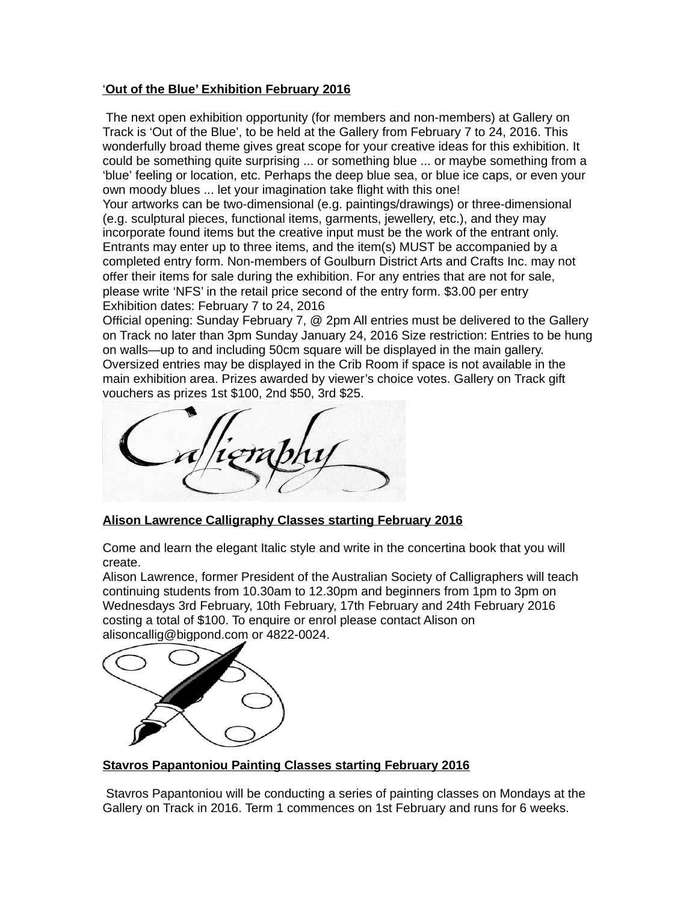**'Out of the Blue' Exhibition February 2016**

The next open exhibition opportunity (for members and non-members) at Gallery on Track is 'Out of the Blue', to be held at the Gallery from February 7 to 24, 2016. This wonderfully broad theme gives great scope for your creative ideas for this exhibition. It could be something quite surprising ... or something blue ... or maybe something from a 'blue' feeling or location, etc. Perhaps the deep blue sea, or blue ice caps, or even your own moody blues ... let your imagination take flight with this one!
Your artworks can be two-dimensional (e.g. paintings/drawings) or three-dimensional (e.g. sculptural pieces, functional items, garments, jewellery, etc.), and they may incorporate found items but the creative input must be the work of the entrant only. Entrants may enter up to three items, and the item(s) MUST be accompanied by a completed entry form. Non-members of Goulburn District Arts and Crafts Inc. may not offer their items for sale during the exhibition. For any entries that are not for sale, please write 'NFS' in the retail price second of the entry form. $3.00 per entry
Exhibition dates: February 7 to 24, 2016
Official opening: Sunday February 7, @ 2pm All entries must be delivered to the Gallery on Track no later than 3pm Sunday January 24, 2016 Size restriction: Entries to be hung on walls—up to and including 50cm square will be displayed in the main gallery. Oversized entries may be displayed in the Crib Room if space is not available in the main exhibition area. Prizes awarded by viewer's choice votes. Gallery on Track gift vouchers as prizes 1st $100, 2nd $50, 3rd $25.

**Alison Lawrence Calligraphy Classes starting February 2016**

Come and learn the elegant Italic style and write in the concertina book that you will create.
Alison Lawrence, former President of the Australian Society of Calligraphers will teach continuing students from 10.30am to 12.30pm and beginners from 1pm to 3pm on Wednesdays 3rd February, 10th February, 17th February and 24th February 2016 costing a total of $100. To enquire or enrol please contact Alison on alisoncallig@bigpond.com or 4822-0024.

**Stavros Papantoniou Painting Classes starting February 2016**

Stavros Papantoniou will be conducting a series of painting classes on Mondays at the Gallery on Track in 2016. Term 1 commences on 1st February and runs for 6 weeks.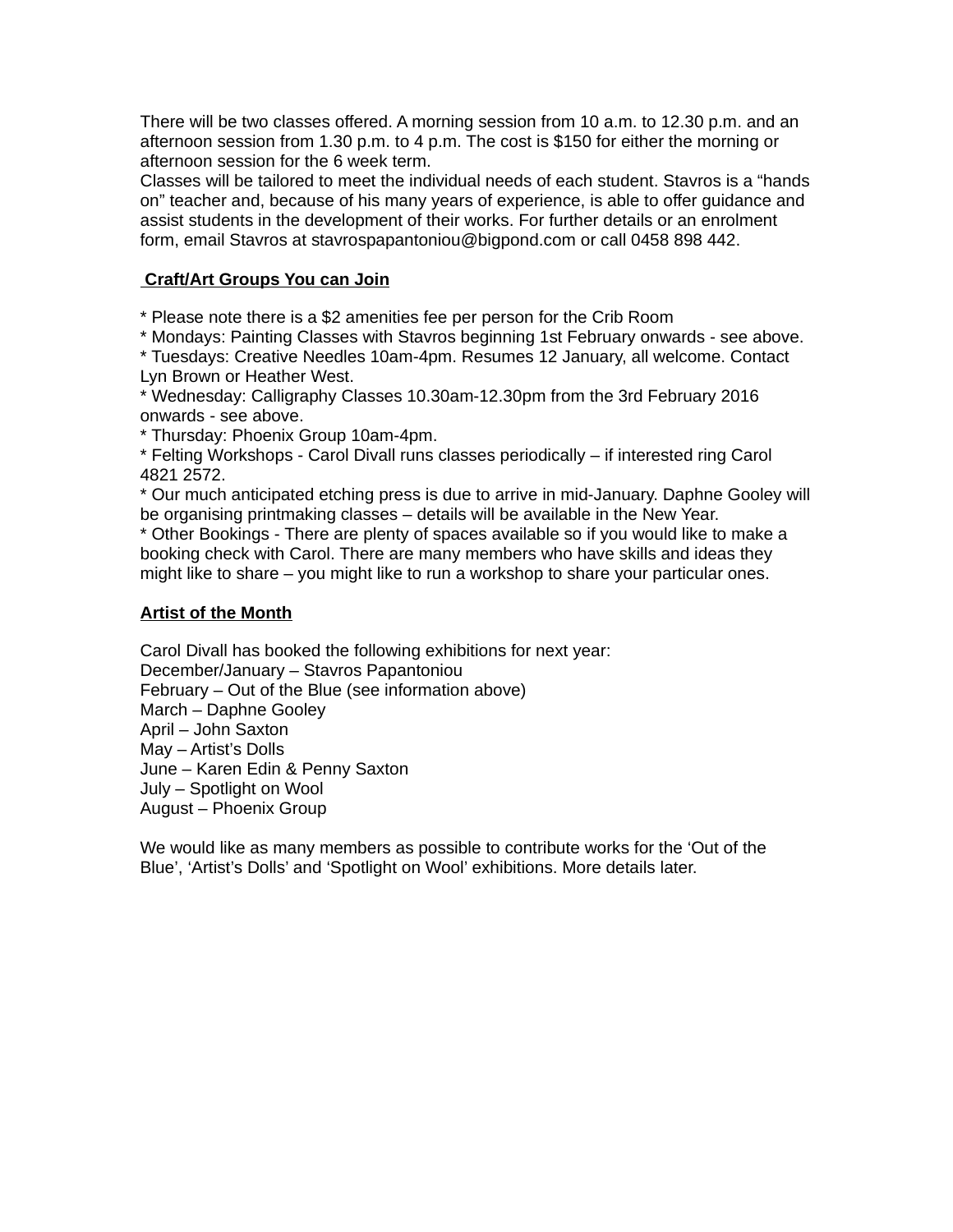There will be two classes offered. A morning session from 10 a.m. to 12.30 p.m. and an afternoon session from 1.30 p.m. to 4 p.m. The cost is $150 for either the morning or afternoon session for the 6 week term.

Classes will be tailored to meet the individual needs of each student. Stavros is a "hands on" teacher and, because of his many years of experience, is able to offer guidance and assist students in the development of their works. For further details or an enrolment form, email Stavros at stavrospapantoniou@bigpond.com or call 0458 898 442.

**Craft/Art Groups You can Join**

* Please note there is a $2 amenities fee per person for the Crib Room
* Mondays: Painting Classes with Stavros beginning 1st February onwards - see above.
* Tuesdays: Creative Needles 10am-4pm. Resumes 12 January, all welcome. Contact Lyn Brown or Heather West.
* Wednesday: Calligraphy Classes 10.30am-12.30pm from the 3rd February 2016 onwards - see above.
* Thursday: Phoenix Group 10am-4pm.
* Felting Workshops - Carol Divall runs classes periodically – if interested ring Carol 4821 2572.
* Our much anticipated etching press is due to arrive in mid-January. Daphne Gooley will be organising printmaking classes – details will be available in the New Year.
* Other Bookings - There are plenty of spaces available so if you would like to make a booking check with Carol. There are many members who have skills and ideas they might like to share – you might like to run a workshop to share your particular ones.

**Artist of the Month**

Carol Divall has booked the following exhibitions for next year:
December/January – Stavros Papantoniou
February – Out of the Blue (see information above)
March – Daphne Gooley
April – John Saxton
May – Artist's Dolls
June – Karen Edin & Penny Saxton
July – Spotlight on Wool
August – Phoenix Group

We would like as many members as possible to contribute works for the 'Out of the Blue', 'Artist's Dolls' and 'Spotlight on Wool' exhibitions. More details later.